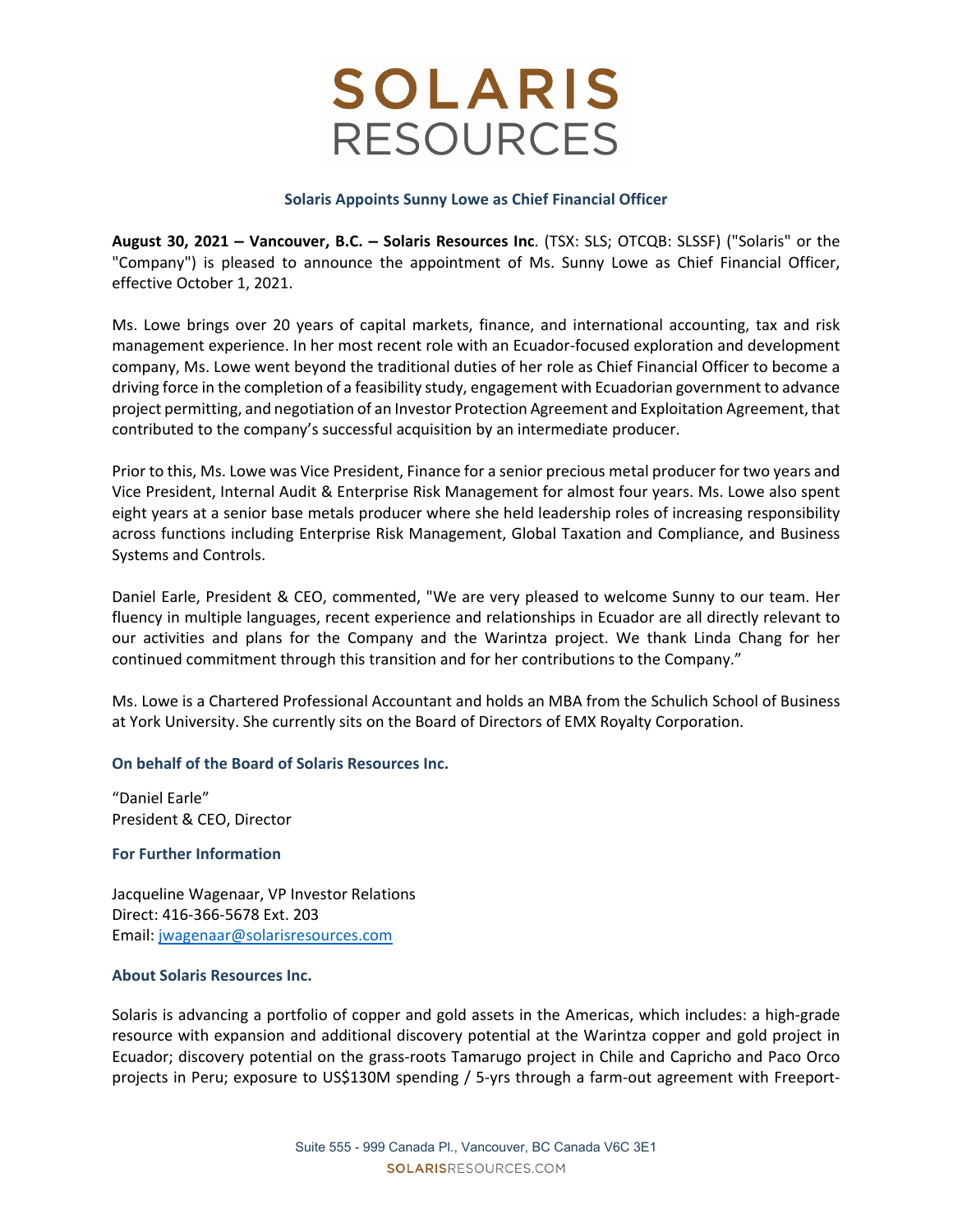# SOLARIS RESOURCES

## Solaris Appoints Sunny Lowe as Chief Financial Officer

**August 30, 2021 – Vancouver, B.C. – Solaris Resources Inc**. (TSX: SLS; OTCQB: SLSSF) ("Solaris" or the "Company") is pleased to announce the appointment of Ms. Sunny Lowe as Chief Financial Officer, effective October 1, 2021.

Ms. Lowe brings over 20 years of capital markets, finance, and international accounting, tax and risk management experience. In her most recent role with an Ecuador-focused exploration and development company, Ms. Lowe went beyond the traditional duties of her role as Chief Financial Officer to become a driving force in the completion of a feasibility study, engagement with Ecuadorian government to advance project permitting, and negotiation of an Investor Protection Agreement and Exploitation Agreement, that contributed to the company's successful acquisition by an intermediate producer.

Prior to this, Ms. Lowe was Vice President, Finance for a senior precious metal producer for two years and Vice President, Internal Audit & Enterprise Risk Management for almost four years. Ms. Lowe also spent eight years at a senior base metals producer where she held leadership roles of increasing responsibility across functions including Enterprise Risk Management, Global Taxation and Compliance, and Business Systems and Controls.

Daniel Earle, President & CEO, commented, "We are very pleased to welcome Sunny to our team. Her fluency in multiple languages, recent experience and relationships in Ecuador are all directly relevant to our activities and plans for the Company and the Warintza project. We thank Linda Chang for her continued commitment through this transition and for her contributions to the Company."

Ms. Lowe is a Chartered Professional Accountant and holds an MBA from the Schulich School of Business at York University. She currently sits on the Board of Directors of EMX Royalty Corporation.

### On behalf of the Board of Solaris Resources Inc.

"Daniel Earle"
President & CEO, Director

### For Further Information

Jacqueline Wagenaar, VP Investor Relations
Direct: 416-366-5678 Ext. 203
Email: jwagenaar@solarisresources.com

### About Solaris Resources Inc.

Solaris is advancing a portfolio of copper and gold assets in the Americas, which includes: a high-grade resource with expansion and additional discovery potential at the Warintza copper and gold project in Ecuador; discovery potential on the grass-roots Tamarugo project in Chile and Capricho and Paco Orco projects in Peru; exposure to US$130M spending / 5-yrs through a farm-out agreement with Freeport-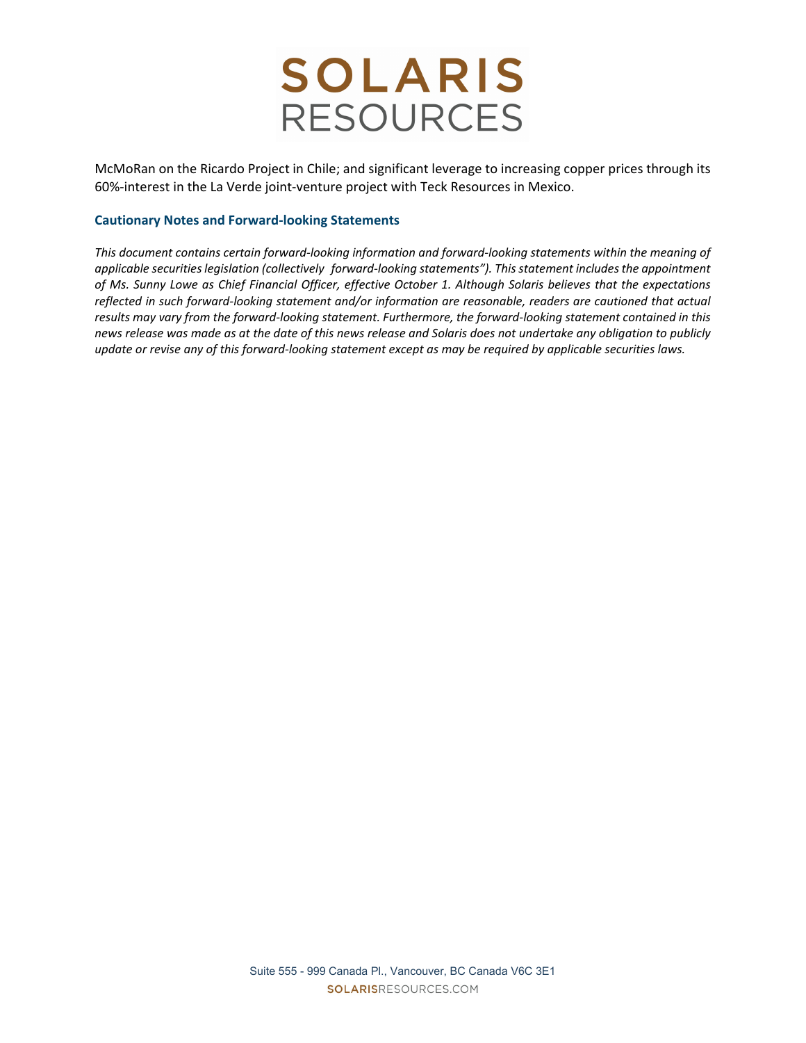McMoRan on the Ricardo Project in Chile; and significant leverage to increasing copper prices through its 60%-interest in the La Verde joint-venture project with Teck Resources in Mexico.

### Cautionary Notes and Forward-looking Statements

*This document contains certain forward-looking information and forward-looking statements within the meaning of applicable securities legislation (collectively forward-looking statements"). This statement includes the appointment of Ms. Sunny Lowe as Chief Financial Officer, effective October 1. Although Solaris believes that the expectations reflected in such forward-looking statement and/or information are reasonable, readers are cautioned that actual results may vary from the forward-looking statement. Furthermore, the forward-looking statement contained in this news release was made as at the date of this news release and Solaris does not undertake any obligation to publicly update or revise any of this forward-looking statement except as may be required by applicable securities laws.*